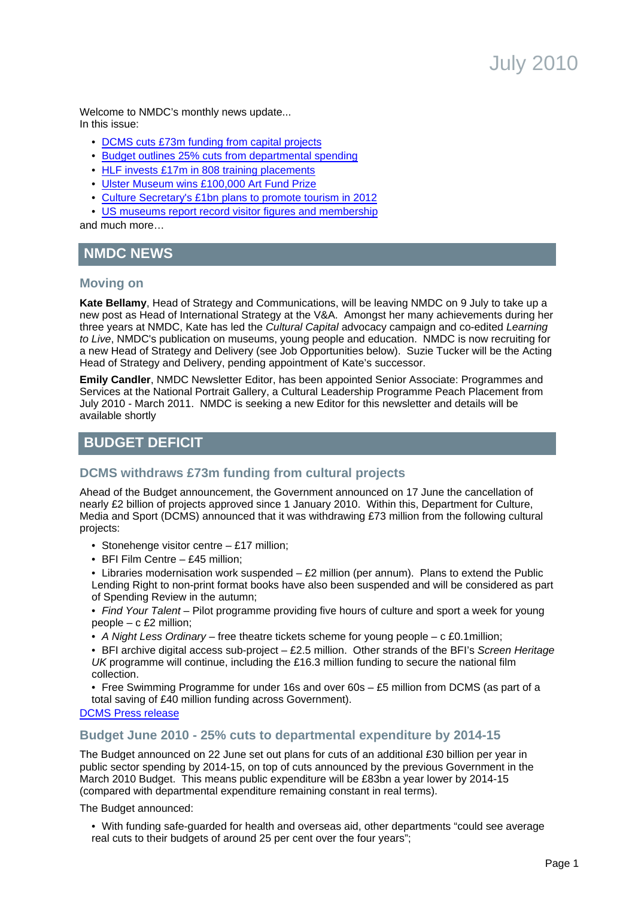July 2010

Welcome to NMDC's monthly news update...
In this issue:

- DCMS cuts £73m funding from capital projects
- Budget outlines 25% cuts from departmental spending
- HLF invests £17m in 808 training placements
- Ulster Museum wins £100,000 Art Fund Prize
- Culture Secretary's £1bn plans to promote tourism in 2012
- US museums report record visitor figures and membership

and much more…

# NMDC NEWS

## Moving on

**Kate Bellamy**, Head of Strategy and Communications, will be leaving NMDC on 9 July to take up a new post as Head of International Strategy at the V&A. Amongst her many achievements during her three years at NMDC, Kate has led the *Cultural Capital* advocacy campaign and co-edited *Learning to Live*, NMDC's publication on museums, young people and education. NMDC is now recruiting for a new Head of Strategy and Delivery (see Job Opportunities below). Suzie Tucker will be the Acting Head of Strategy and Delivery, pending appointment of Kate's successor.

**Emily Candler**, NMDC Newsletter Editor, has been appointed Senior Associate: Programmes and Services at the National Portrait Gallery, a Cultural Leadership Programme Peach Placement from July 2010 - March 2011. NMDC is seeking a new Editor for this newsletter and details will be available shortly

# BUDGET DEFICIT

## DCMS withdraws £73m funding from cultural projects

Ahead of the Budget announcement, the Government announced on 17 June the cancellation of nearly £2 billion of projects approved since 1 January 2010. Within this, Department for Culture, Media and Sport (DCMS) announced that it was withdrawing £73 million from the following cultural projects:

- Stonehenge visitor centre – £17 million;
- BFI Film Centre – £45 million;
- Libraries modernisation work suspended – £2 million (per annum). Plans to extend the Public Lending Right to non-print format books have also been suspended and will be considered as part of Spending Review in the autumn;
- *Find Your Talent* – Pilot programme providing five hours of culture and sport a week for young people – c £2 million;
- *A Night Less Ordinary* – free theatre tickets scheme for young people – c £0.1million;
- BFI archive digital access sub-project – £2.5 million. Other strands of the BFI's *Screen Heritage UK* programme will continue, including the £16.3 million funding to secure the national film collection.
- Free Swimming Programme for under 16s and over 60s – £5 million from DCMS (as part of a total saving of £40 million funding across Government).

DCMS Press release

## Budget June 2010 - 25% cuts to departmental expenditure by 2014-15

The Budget announced on 22 June set out plans for cuts of an additional £30 billion per year in public sector spending by 2014-15, on top of cuts announced by the previous Government in the March 2010 Budget. This means public expenditure will be £83bn a year lower by 2014-15 (compared with departmental expenditure remaining constant in real terms).

The Budget announced:

- With funding safe-guarded for health and overseas aid, other departments "could see average real cuts to their budgets of around 25 per cent over the four years";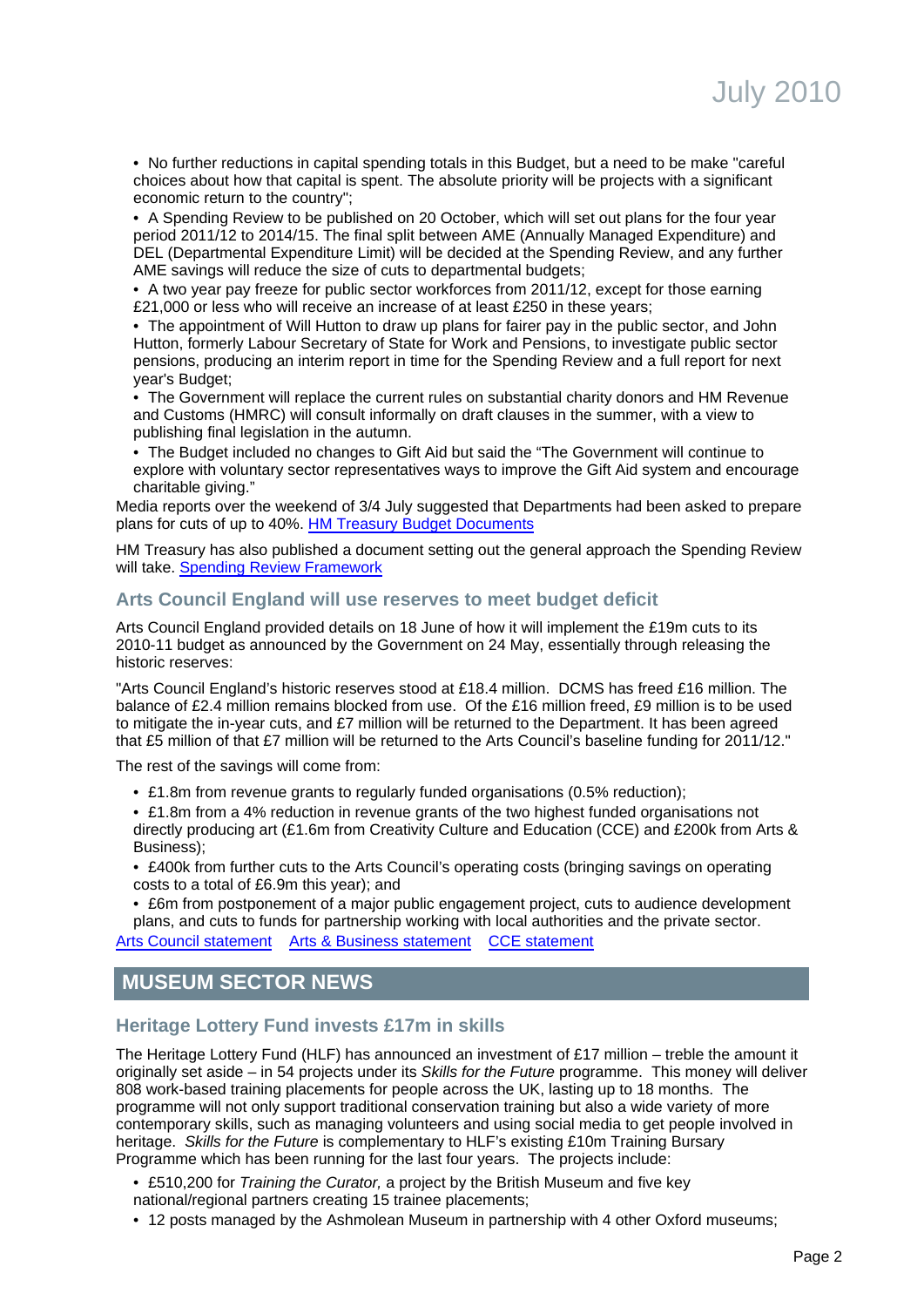- No further reductions in capital spending totals in this Budget, but a need to be make "careful choices about how that capital is spent. The absolute priority will be projects with a significant economic return to the country";
- A Spending Review to be published on 20 October, which will set out plans for the four year period 2011/12 to 2014/15. The final split between AME (Annually Managed Expenditure) and DEL (Departmental Expenditure Limit) will be decided at the Spending Review, and any further AME savings will reduce the size of cuts to departmental budgets;
- A two year pay freeze for public sector workforces from 2011/12, except for those earning £21,000 or less who will receive an increase of at least £250 in these years;
- The appointment of Will Hutton to draw up plans for fairer pay in the public sector, and John Hutton, formerly Labour Secretary of State for Work and Pensions, to investigate public sector pensions, producing an interim report in time for the Spending Review and a full report for next year's Budget;
- The Government will replace the current rules on substantial charity donors and HM Revenue and Customs (HMRC) will consult informally on draft clauses in the summer, with a view to publishing final legislation in the autumn.
- The Budget included no changes to Gift Aid but said the "The Government will continue to explore with voluntary sector representatives ways to improve the Gift Aid system and encourage charitable giving."

Media reports over the weekend of 3/4 July suggested that Departments had been asked to prepare plans for cuts of up to 40%. HM Treasury Budget Documents

HM Treasury has also published a document setting out the general approach the Spending Review will take. Spending Review Framework

### Arts Council England will use reserves to meet budget deficit

Arts Council England provided details on 18 June of how it will implement the £19m cuts to its 2010-11 budget as announced by the Government on 24 May, essentially through releasing the historic reserves:

"Arts Council England's historic reserves stood at £18.4 million. DCMS has freed £16 million. The balance of £2.4 million remains blocked from use. Of the £16 million freed, £9 million is to be used to mitigate the in-year cuts, and £7 million will be returned to the Department. It has been agreed that £5 million of that £7 million will be returned to the Arts Council's baseline funding for 2011/12."

The rest of the savings will come from:

- £1.8m from revenue grants to regularly funded organisations (0.5% reduction);
- £1.8m from a 4% reduction in revenue grants of the two highest funded organisations not directly producing art (£1.6m from Creativity Culture and Education (CCE) and £200k from Arts & Business);
- £400k from further cuts to the Arts Council's operating costs (bringing savings on operating costs to a total of £6.9m this year); and
- £6m from postponement of a major public engagement project, cuts to audience development plans, and cuts to funds for partnership working with local authorities and the private sector.

Arts Council statement Arts & Business statement CCE statement

## MUSEUM SECTOR NEWS

### Heritage Lottery Fund invests £17m in skills

The Heritage Lottery Fund (HLF) has announced an investment of £17 million – treble the amount it originally set aside – in 54 projects under its *Skills for the Future* programme. This money will deliver 808 work-based training placements for people across the UK, lasting up to 18 months. The programme will not only support traditional conservation training but also a wide variety of more contemporary skills, such as managing volunteers and using social media to get people involved in heritage. *Skills for the Future* is complementary to HLF's existing £10m Training Bursary Programme which has been running for the last four years. The projects include:

- £510,200 for *Training the Curator,* a project by the British Museum and five key national/regional partners creating 15 trainee placements;
- 12 posts managed by the Ashmolean Museum in partnership with 4 other Oxford museums;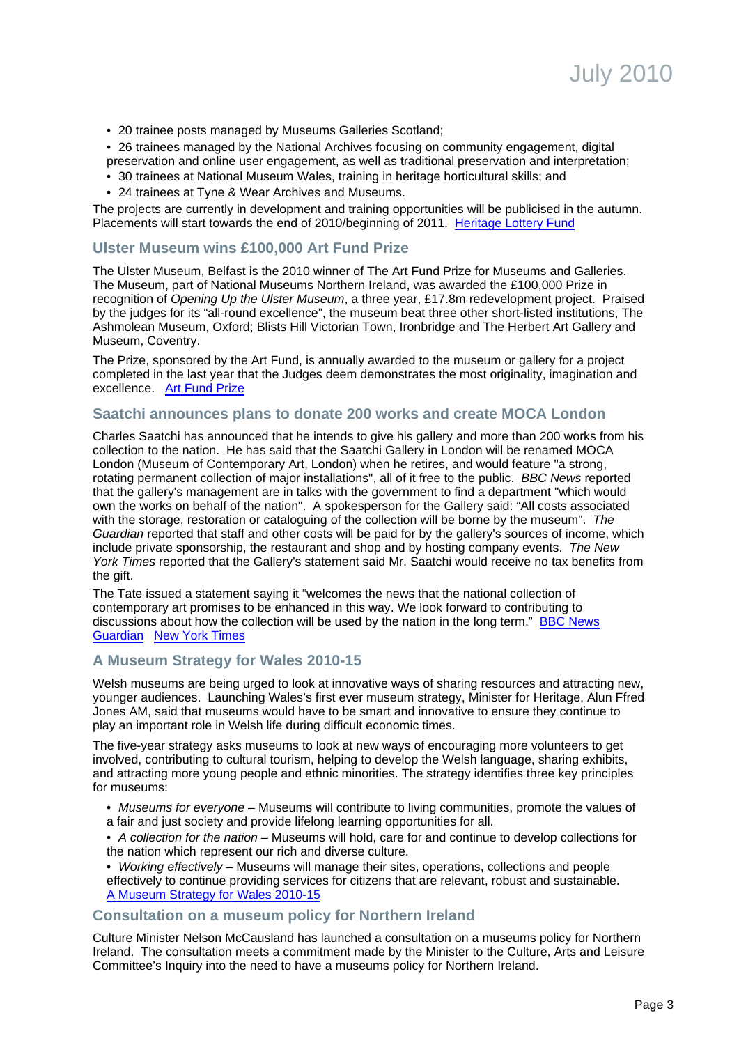- 20 trainee posts managed by Museums Galleries Scotland;
- 26 trainees managed by the National Archives focusing on community engagement, digital preservation and online user engagement, as well as traditional preservation and interpretation;
- 30 trainees at National Museum Wales, training in heritage horticultural skills; and
- 24 trainees at Tyne & Wear Archives and Museums.

The projects are currently in development and training opportunities will be publicised in the autumn. Placements will start towards the end of 2010/beginning of 2011. Heritage Lottery Fund

### Ulster Museum wins £100,000 Art Fund Prize

The Ulster Museum, Belfast is the 2010 winner of The Art Fund Prize for Museums and Galleries. The Museum, part of National Museums Northern Ireland, was awarded the £100,000 Prize in recognition of *Opening Up the Ulster Museum*, a three year, £17.8m redevelopment project. Praised by the judges for its "all-round excellence", the museum beat three other short-listed institutions, The Ashmolean Museum, Oxford; Blists Hill Victorian Town, Ironbridge and The Herbert Art Gallery and Museum, Coventry.

The Prize, sponsored by the Art Fund, is annually awarded to the museum or gallery for a project completed in the last year that the Judges deem demonstrates the most originality, imagination and excellence. Art Fund Prize

### Saatchi announces plans to donate 200 works and create MOCA London

Charles Saatchi has announced that he intends to give his gallery and more than 200 works from his collection to the nation. He has said that the Saatchi Gallery in London will be renamed MOCA London (Museum of Contemporary Art, London) when he retires, and would feature "a strong, rotating permanent collection of major installations", all of it free to the public. *BBC News* reported that the gallery's management are in talks with the government to find a department "which would own the works on behalf of the nation". A spokesperson for the Gallery said: "All costs associated with the storage, restoration or cataloguing of the collection will be borne by the museum". *The Guardian* reported that staff and other costs will be paid for by the gallery's sources of income, which include private sponsorship, the restaurant and shop and by hosting company events. *The New York Times* reported that the Gallery's statement said Mr. Saatchi would receive no tax benefits from the gift.

The Tate issued a statement saying it "welcomes the news that the national collection of contemporary art promises to be enhanced in this way. We look forward to contributing to discussions about how the collection will be used by the nation in the long term." BBC News Guardian New York Times

### A Museum Strategy for Wales 2010-15

Welsh museums are being urged to look at innovative ways of sharing resources and attracting new, younger audiences. Launching Wales's first ever museum strategy, Minister for Heritage, Alun Ffred Jones AM, said that museums would have to be smart and innovative to ensure they continue to play an important role in Welsh life during difficult economic times.

The five-year strategy asks museums to look at new ways of encouraging more volunteers to get involved, contributing to cultural tourism, helping to develop the Welsh language, sharing exhibits, and attracting more young people and ethnic minorities. The strategy identifies three key principles for museums:

- *Museums for everyone* – Museums will contribute to living communities, promote the values of a fair and just society and provide lifelong learning opportunities for all.
- *A collection for the nation* – Museums will hold, care for and continue to develop collections for the nation which represent our rich and diverse culture.
- *Working effectively* – Museums will manage their sites, operations, collections and people effectively to continue providing services for citizens that are relevant, robust and sustainable.

A Museum Strategy for Wales 2010-15

### Consultation on a museum policy for Northern Ireland

Culture Minister Nelson McCausland has launched a consultation on a museums policy for Northern Ireland. The consultation meets a commitment made by the Minister to the Culture, Arts and Leisure Committee's Inquiry into the need to have a museums policy for Northern Ireland.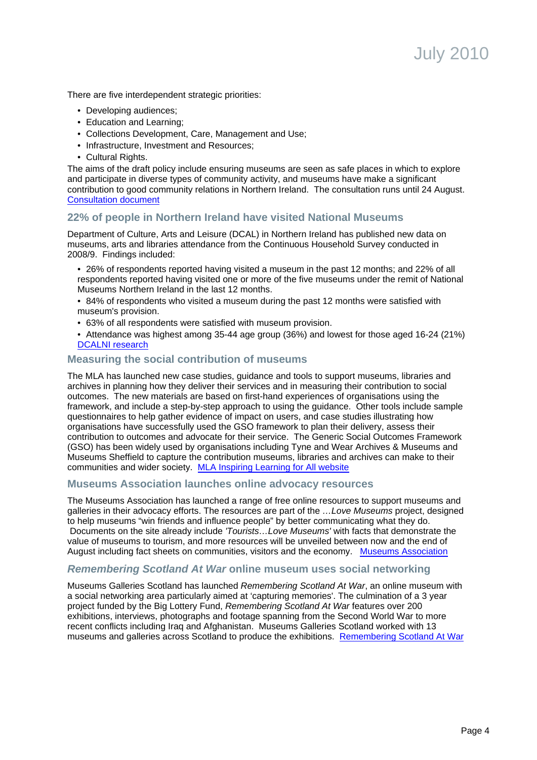There are five interdependent strategic priorities:

- Developing audiences;
- Education and Learning;
- Collections Development, Care, Management and Use;
- Infrastructure, Investment and Resources;
- Cultural Rights.

The aims of the draft policy include ensuring museums are seen as safe places in which to explore and participate in diverse types of community activity, and museums have make a significant contribution to good community relations in Northern Ireland. The consultation runs until 24 August. [Consultation document]

## 22% of people in Northern Ireland have visited National Museums

Department of Culture, Arts and Leisure (DCAL) in Northern Ireland has published new data on museums, arts and libraries attendance from the Continuous Household Survey conducted in 2008/9. Findings included:

- 26% of respondents reported having visited a museum in the past 12 months; and 22% of all respondents reported having visited one or more of the five museums under the remit of National Museums Northern Ireland in the last 12 months.
- 84% of respondents who visited a museum during the past 12 months were satisfied with museum's provision.
- 63% of all respondents were satisfied with museum provision.
- Attendance was highest among 35-44 age group (36%) and lowest for those aged 16-24 (21%) [DCALNI research]

## Measuring the social contribution of museums

The MLA has launched new case studies, guidance and tools to support museums, libraries and archives in planning how they deliver their services and in measuring their contribution to social outcomes. The new materials are based on first-hand experiences of organisations using the framework, and include a step-by-step approach to using the guidance. Other tools include sample questionnaires to help gather evidence of impact on users, and case studies illustrating how organisations have successfully used the GSO framework to plan their delivery, assess their contribution to outcomes and advocate for their service. The Generic Social Outcomes Framework (GSO) has been widely used by organisations including Tyne and Wear Archives & Museums and Museums Sheffield to capture the contribution museums, libraries and archives can make to their communities and wider society. [MLA Inspiring Learning for All website]

## Museums Association launches online advocacy resources

The Museums Association has launched a range of free online resources to support museums and galleries in their advocacy efforts. The resources are part of the *…Love Museums* project, designed to help museums "win friends and influence people" by better communicating what they do. Documents on the site already include *'Tourists…Love Museums'* with facts that demonstrate the value of museums to tourism, and more resources will be unveiled between now and the end of August including fact sheets on communities, visitors and the economy. [Museums Association]

## *Remembering Scotland At War* online museum uses social networking

Museums Galleries Scotland has launched *Remembering Scotland At War*, an online museum with a social networking area particularly aimed at 'capturing memories'. The culmination of a 3 year project funded by the Big Lottery Fund, *Remembering Scotland At War* features over 200 exhibitions, interviews, photographs and footage spanning from the Second World War to more recent conflicts including Iraq and Afghanistan. Museums Galleries Scotland worked with 13 museums and galleries across Scotland to produce the exhibitions. [Remembering Scotland At War]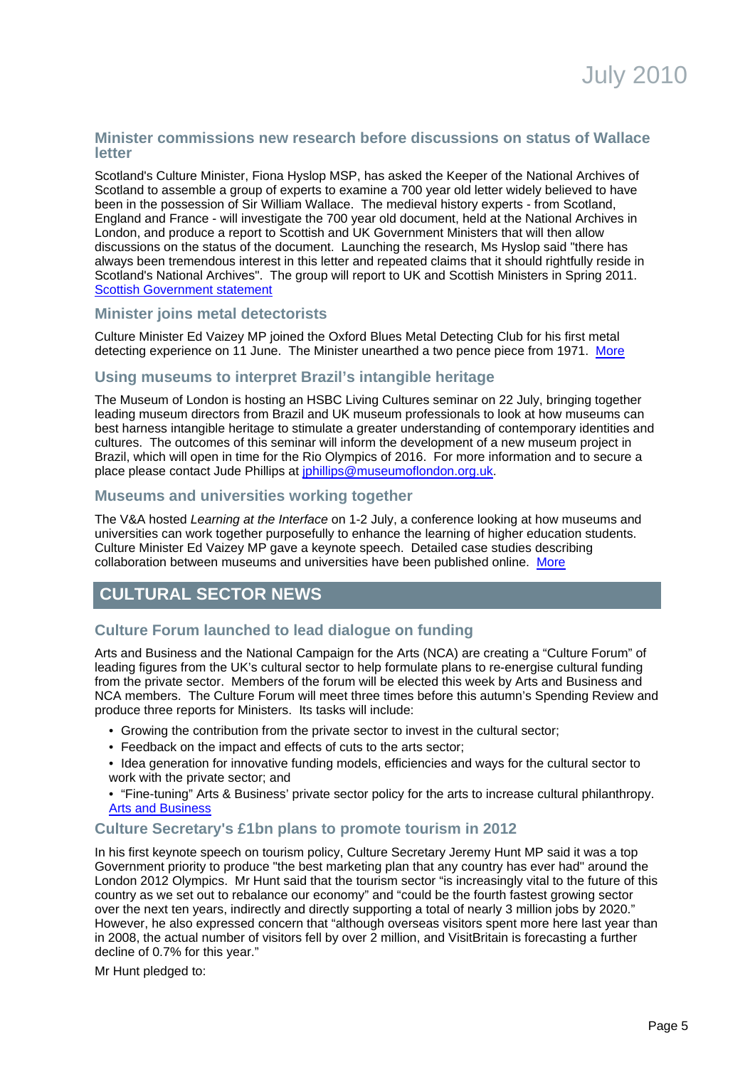### Minister commissions new research before discussions on status of Wallace letter

Scotland's Culture Minister, Fiona Hyslop MSP, has asked the Keeper of the National Archives of Scotland to assemble a group of experts to examine a 700 year old letter widely believed to have been in the possession of Sir William Wallace. The medieval history experts - from Scotland, England and France - will investigate the 700 year old document, held at the National Archives in London, and produce a report to Scottish and UK Government Ministers that will then allow discussions on the status of the document. Launching the research, Ms Hyslop said "there has always been tremendous interest in this letter and repeated claims that it should rightfully reside in Scotland's National Archives". The group will report to UK and Scottish Ministers in Spring 2011. [Scottish Government statement]

### Minister joins metal detectorists

Culture Minister Ed Vaizey MP joined the Oxford Blues Metal Detecting Club for his first metal detecting experience on 11 June. The Minister unearthed a two pence piece from 1971. [More]

### Using museums to interpret Brazil's intangible heritage

The Museum of London is hosting an HSBC Living Cultures seminar on 22 July, bringing together leading museum directors from Brazil and UK museum professionals to look at how museums can best harness intangible heritage to stimulate a greater understanding of contemporary identities and cultures. The outcomes of this seminar will inform the development of a new museum project in Brazil, which will open in time for the Rio Olympics of 2016. For more information and to secure a place please contact Jude Phillips at jphillips@museumoflondon.org.uk.

### Museums and universities working together

The V&A hosted *Learning at the Interface* on 1-2 July, a conference looking at how museums and universities can work together purposefully to enhance the learning of higher education students. Culture Minister Ed Vaizey MP gave a keynote speech. Detailed case studies describing collaboration between museums and universities have been published online. [More]

## CULTURAL SECTOR NEWS

### Culture Forum launched to lead dialogue on funding

Arts and Business and the National Campaign for the Arts (NCA) are creating a "Culture Forum" of leading figures from the UK's cultural sector to help formulate plans to re-energise cultural funding from the private sector. Members of the forum will be elected this week by Arts and Business and NCA members. The Culture Forum will meet three times before this autumn's Spending Review and produce three reports for Ministers. Its tasks will include:

- Growing the contribution from the private sector to invest in the cultural sector;
- Feedback on the impact and effects of cuts to the arts sector;
- Idea generation for innovative funding models, efficiencies and ways for the cultural sector to work with the private sector; and
- "Fine-tuning" Arts & Business' private sector policy for the arts to increase cultural philanthropy. [Arts and Business]

### Culture Secretary's £1bn plans to promote tourism in 2012

In his first keynote speech on tourism policy, Culture Secretary Jeremy Hunt MP said it was a top Government priority to produce "the best marketing plan that any country has ever had" around the London 2012 Olympics. Mr Hunt said that the tourism sector "is increasingly vital to the future of this country as we set out to rebalance our economy" and "could be the fourth fastest growing sector over the next ten years, indirectly and directly supporting a total of nearly 3 million jobs by 2020." However, he also expressed concern that "although overseas visitors spent more here last year than in 2008, the actual number of visitors fell by over 2 million, and VisitBritain is forecasting a further decline of 0.7% for this year."

Mr Hunt pledged to: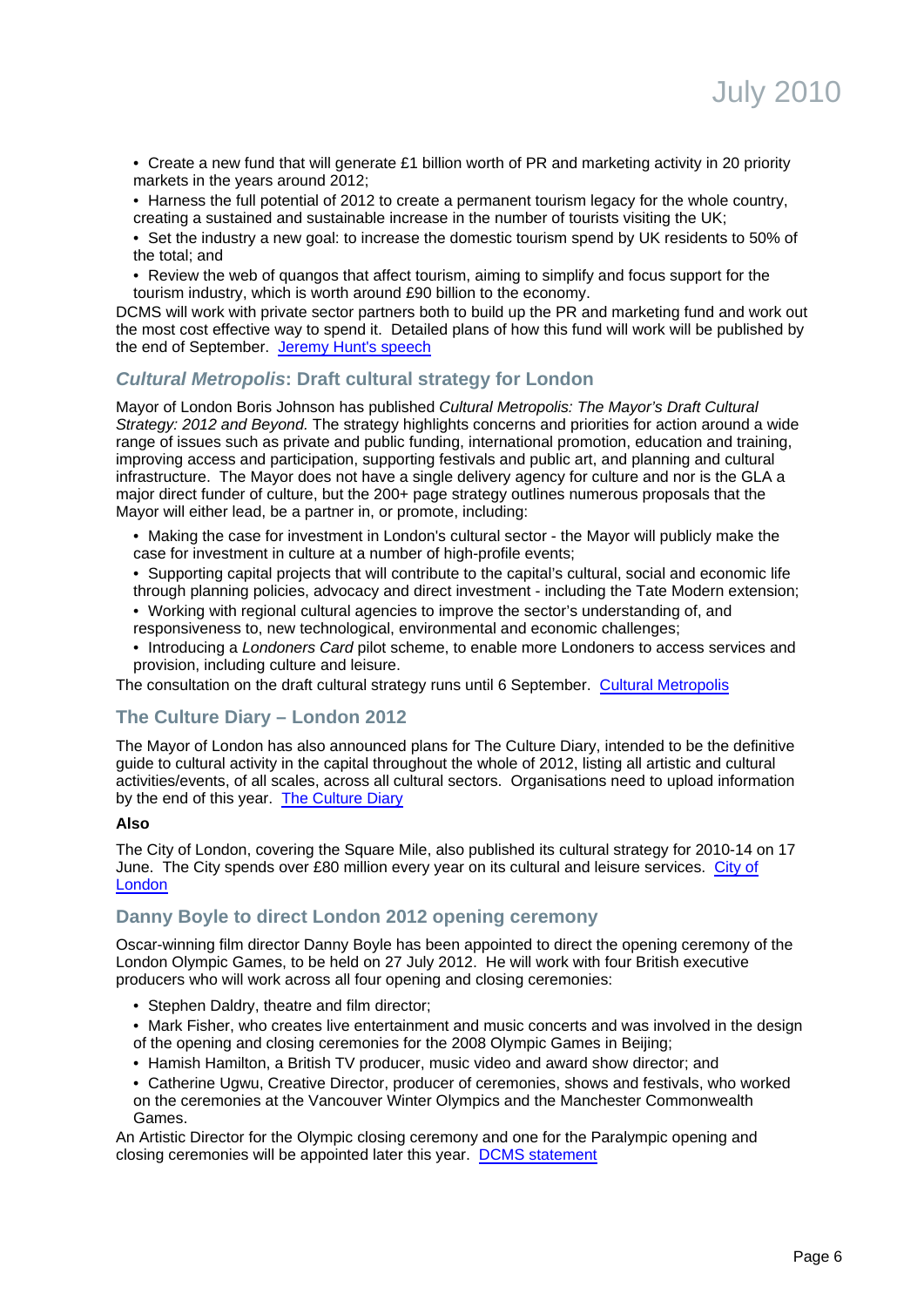- Create a new fund that will generate £1 billion worth of PR and marketing activity in 20 priority markets in the years around 2012;
- Harness the full potential of 2012 to create a permanent tourism legacy for the whole country, creating a sustained and sustainable increase in the number of tourists visiting the UK;
- Set the industry a new goal: to increase the domestic tourism spend by UK residents to 50% of the total; and
- Review the web of quangos that affect tourism, aiming to simplify and focus support for the tourism industry, which is worth around £90 billion to the economy.

DCMS will work with private sector partners both to build up the PR and marketing fund and work out the most cost effective way to spend it. Detailed plans of how this fund will work will be published by the end of September. [Jeremy Hunt's speech]

## *Cultural Metropolis*: Draft cultural strategy for London

Mayor of London Boris Johnson has published *Cultural Metropolis: The Mayor's Draft Cultural Strategy: 2012 and Beyond.* The strategy highlights concerns and priorities for action around a wide range of issues such as private and public funding, international promotion, education and training, improving access and participation, supporting festivals and public art, and planning and cultural infrastructure. The Mayor does not have a single delivery agency for culture and nor is the GLA a major direct funder of culture, but the 200+ page strategy outlines numerous proposals that the Mayor will either lead, be a partner in, or promote, including:

- Making the case for investment in London's cultural sector - the Mayor will publicly make the case for investment in culture at a number of high-profile events;
- Supporting capital projects that will contribute to the capital's cultural, social and economic life through planning policies, advocacy and direct investment - including the Tate Modern extension;
- Working with regional cultural agencies to improve the sector's understanding of, and responsiveness to, new technological, environmental and economic challenges;
- Introducing a *Londoners Card* pilot scheme, to enable more Londoners to access services and provision, including culture and leisure.

The consultation on the draft cultural strategy runs until 6 September. [Cultural Metropolis]

## The Culture Diary – London 2012

The Mayor of London has also announced plans for The Culture Diary, intended to be the definitive guide to cultural activity in the capital throughout the whole of 2012, listing all artistic and cultural activities/events, of all scales, across all cultural sectors. Organisations need to upload information by the end of this year. [The Culture Diary]

**Also**

The City of London, covering the Square Mile, also published its cultural strategy for 2010-14 on 17 June. The City spends over £80 million every year on its cultural and leisure services. [City of London]

## Danny Boyle to direct London 2012 opening ceremony

Oscar-winning film director Danny Boyle has been appointed to direct the opening ceremony of the London Olympic Games, to be held on 27 July 2012. He will work with four British executive producers who will work across all four opening and closing ceremonies:

- Stephen Daldry, theatre and film director;
- Mark Fisher, who creates live entertainment and music concerts and was involved in the design of the opening and closing ceremonies for the 2008 Olympic Games in Beijing;
- Hamish Hamilton, a British TV producer, music video and award show director; and
- Catherine Ugwu, Creative Director, producer of ceremonies, shows and festivals, who worked on the ceremonies at the Vancouver Winter Olympics and the Manchester Commonwealth Games.

An Artistic Director for the Olympic closing ceremony and one for the Paralympic opening and closing ceremonies will be appointed later this year. [DCMS statement]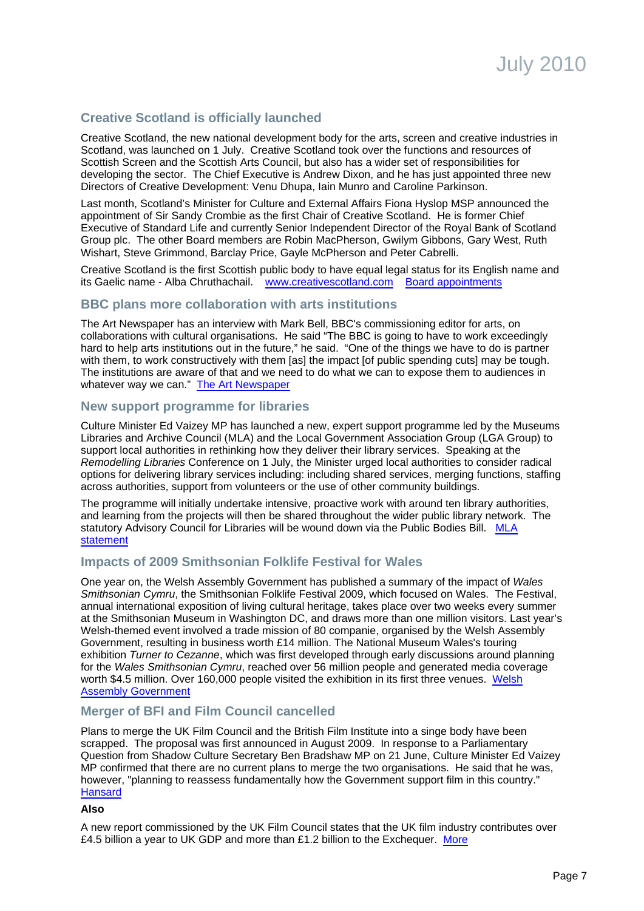## Creative Scotland is officially launched

Creative Scotland, the new national development body for the arts, screen and creative industries in Scotland, was launched on 1 July. Creative Scotland took over the functions and resources of Scottish Screen and the Scottish Arts Council, but also has a wider set of responsibilities for developing the sector. The Chief Executive is Andrew Dixon, and he has just appointed three new Directors of Creative Development: Venu Dhupa, Iain Munro and Caroline Parkinson.

Last month, Scotland's Minister for Culture and External Affairs Fiona Hyslop MSP announced the appointment of Sir Sandy Crombie as the first Chair of Creative Scotland. He is former Chief Executive of Standard Life and currently Senior Independent Director of the Royal Bank of Scotland Group plc. The other Board members are Robin MacPherson, Gwilym Gibbons, Gary West, Ruth Wishart, Steve Grimmond, Barclay Price, Gayle McPherson and Peter Cabrelli.

Creative Scotland is the first Scottish public body to have equal legal status for its English name and its Gaelic name - Alba Chruthachail. www.creativescotland.com Board appointments

## BBC plans more collaboration with arts institutions

The Art Newspaper has an interview with Mark Bell, BBC's commissioning editor for arts, on collaborations with cultural organisations. He said "The BBC is going to have to work exceedingly hard to help arts institutions out in the future," he said. "One of the things we have to do is partner with them, to work constructively with them [as] the impact [of public spending cuts] may be tough. The institutions are aware of that and we need to do what we can to expose them to audiences in whatever way we can." The Art Newspaper

## New support programme for libraries

Culture Minister Ed Vaizey MP has launched a new, expert support programme led by the Museums Libraries and Archive Council (MLA) and the Local Government Association Group (LGA Group) to support local authorities in rethinking how they deliver their library services. Speaking at the *Remodelling Libraries* Conference on 1 July, the Minister urged local authorities to consider radical options for delivering library services including: including shared services, merging functions, staffing across authorities, support from volunteers or the use of other community buildings.

The programme will initially undertake intensive, proactive work with around ten library authorities, and learning from the projects will then be shared throughout the wider public library network. The statutory Advisory Council for Libraries will be wound down via the Public Bodies Bill. MLA statement

## Impacts of 2009 Smithsonian Folklife Festival for Wales

One year on, the Welsh Assembly Government has published a summary of the impact of *Wales Smithsonian Cymru*, the Smithsonian Folklife Festival 2009, which focused on Wales. The Festival, annual international exposition of living cultural heritage, takes place over two weeks every summer at the Smithsonian Museum in Washington DC, and draws more than one million visitors. Last year's Welsh-themed event involved a trade mission of 80 companie, organised by the Welsh Assembly Government, resulting in business worth £14 million. The National Museum Wales's touring exhibition *Turner to Cezanne*, which was first developed through early discussions around planning for the *Wales Smithsonian Cymru*, reached over 56 million people and generated media coverage worth $4.5 million. Over 160,000 people visited the exhibition in its first three venues. Welsh Assembly Government

## Merger of BFI and Film Council cancelled

Plans to merge the UK Film Council and the British Film Institute into a singe body have been scrapped. The proposal was first announced in August 2009. In response to a Parliamentary Question from Shadow Culture Secretary Ben Bradshaw MP on 21 June, Culture Minister Ed Vaizey MP confirmed that there are no current plans to merge the two organisations. He said that he was, however, "planning to reassess fundamentally how the Government support film in this country." Hansard

**Also**

A new report commissioned by the UK Film Council states that the UK film industry contributes over £4.5 billion a year to UK GDP and more than £1.2 billion to the Exchequer. More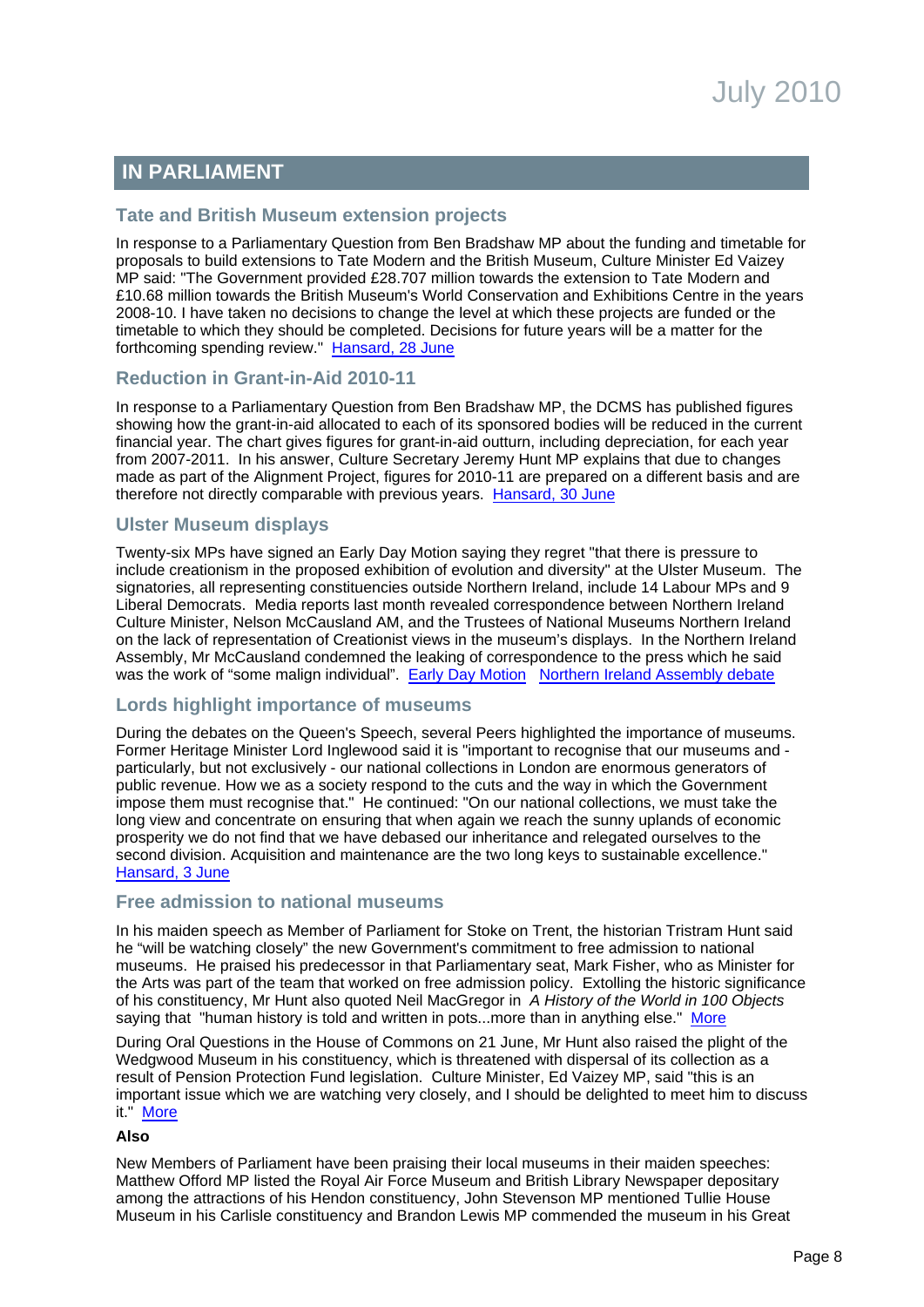## IN PARLIAMENT

### Tate and British Museum extension projects

In response to a Parliamentary Question from Ben Bradshaw MP about the funding and timetable for proposals to build extensions to Tate Modern and the British Museum, Culture Minister Ed Vaizey MP said: "The Government provided £28.707 million towards the extension to Tate Modern and £10.68 million towards the British Museum's World Conservation and Exhibitions Centre in the years 2008-10. I have taken no decisions to change the level at which these projects are funded or the timetable to which they should be completed. Decisions for future years will be a matter for the forthcoming spending review." Hansard, 28 June

### Reduction in Grant-in-Aid 2010-11

In response to a Parliamentary Question from Ben Bradshaw MP, the DCMS has published figures showing how the grant-in-aid allocated to each of its sponsored bodies will be reduced in the current financial year. The chart gives figures for grant-in-aid outturn, including depreciation, for each year from 2007-2011. In his answer, Culture Secretary Jeremy Hunt MP explains that due to changes made as part of the Alignment Project, figures for 2010-11 are prepared on a different basis and are therefore not directly comparable with previous years. Hansard, 30 June

### Ulster Museum displays

Twenty-six MPs have signed an Early Day Motion saying they regret "that there is pressure to include creationism in the proposed exhibition of evolution and diversity" at the Ulster Museum. The signatories, all representing constituencies outside Northern Ireland, include 14 Labour MPs and 9 Liberal Democrats. Media reports last month revealed correspondence between Northern Ireland Culture Minister, Nelson McCausland AM, and the Trustees of National Museums Northern Ireland on the lack of representation of Creationist views in the museum's displays. In the Northern Ireland Assembly, Mr McCausland condemned the leaking of correspondence to the press which he said was the work of "some malign individual". Early Day Motion Northern Ireland Assembly debate

### Lords highlight importance of museums

During the debates on the Queen's Speech, several Peers highlighted the importance of museums. Former Heritage Minister Lord Inglewood said it is "important to recognise that our museums and - particularly, but not exclusively - our national collections in London are enormous generators of public revenue. How we as a society respond to the cuts and the way in which the Government impose them must recognise that." He continued: "On our national collections, we must take the long view and concentrate on ensuring that when again we reach the sunny uplands of economic prosperity we do not find that we have debased our inheritance and relegated ourselves to the second division. Acquisition and maintenance are the two long keys to sustainable excellence." Hansard, 3 June

### Free admission to national museums

In his maiden speech as Member of Parliament for Stoke on Trent, the historian Tristram Hunt said he "will be watching closely" the new Government's commitment to free admission to national museums. He praised his predecessor in that Parliamentary seat, Mark Fisher, who as Minister for the Arts was part of the team that worked on free admission policy. Extolling the historic significance of his constituency, Mr Hunt also quoted Neil MacGregor in *A History of the World in 100 Objects* saying that "human history is told and written in pots...more than in anything else." More

During Oral Questions in the House of Commons on 21 June, Mr Hunt also raised the plight of the Wedgwood Museum in his constituency, which is threatened with dispersal of its collection as a result of Pension Protection Fund legislation. Culture Minister, Ed Vaizey MP, said "this is an important issue which we are watching very closely, and I should be delighted to meet him to discuss it." More

**Also**

New Members of Parliament have been praising their local museums in their maiden speeches: Matthew Offord MP listed the Royal Air Force Museum and British Library Newspaper depositary among the attractions of his Hendon constituency, John Stevenson MP mentioned Tullie House Museum in his Carlisle constituency and Brandon Lewis MP commended the museum in his Great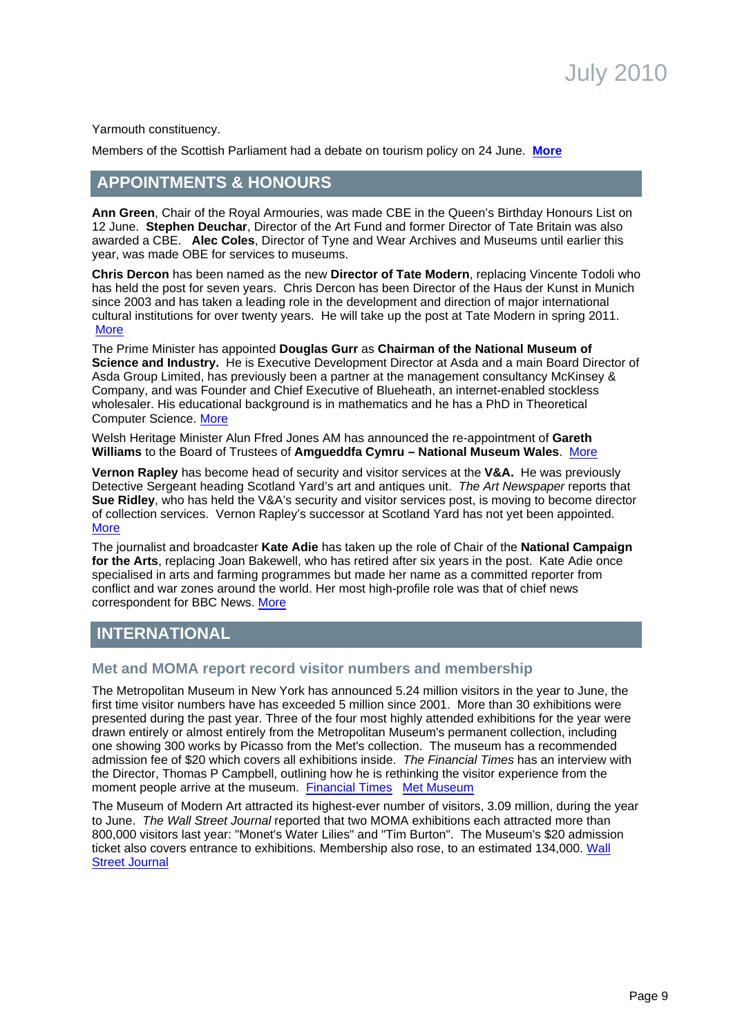Yarmouth constituency.

Members of the Scottish Parliament had a debate on tourism policy on 24 June. **More**

## APPOINTMENTS & HONOURS

**Ann Green**, Chair of the Royal Armouries, was made CBE in the Queen's Birthday Honours List on 12 June. **Stephen Deuchar**, Director of the Art Fund and former Director of Tate Britain was also awarded a CBE. **Alec Coles**, Director of Tyne and Wear Archives and Museums until earlier this year, was made OBE for services to museums.

**Chris Dercon** has been named as the new **Director of Tate Modern**, replacing Vincente Todoli who has held the post for seven years. Chris Dercon has been Director of the Haus der Kunst in Munich since 2003 and has taken a leading role in the development and direction of major international cultural institutions for over twenty years. He will take up the post at Tate Modern in spring 2011. More

The Prime Minister has appointed **Douglas Gurr** as **Chairman of the National Museum of Science and Industry.** He is Executive Development Director at Asda and a main Board Director of Asda Group Limited, has previously been a partner at the management consultancy McKinsey & Company, and was Founder and Chief Executive of Blueheath, an internet-enabled stockless wholesaler. His educational background is in mathematics and he has a PhD in Theoretical Computer Science. More

Welsh Heritage Minister Alun Ffred Jones AM has announced the re-appointment of **Gareth Williams** to the Board of Trustees of **Amgueddfa Cymru – National Museum Wales**. More

**Vernon Rapley** has become head of security and visitor services at the **V&A.** He was previously Detective Sergeant heading Scotland Yard's art and antiques unit. *The Art Newspaper* reports that **Sue Ridley**, who has held the V&A's security and visitor services post, is moving to become director of collection services. Vernon Rapley's successor at Scotland Yard has not yet been appointed. More

The journalist and broadcaster **Kate Adie** has taken up the role of Chair of the **National Campaign for the Arts**, replacing Joan Bakewell, who has retired after six years in the post. Kate Adie once specialised in arts and farming programmes but made her name as a committed reporter from conflict and war zones around the world. Her most high-profile role was that of chief news correspondent for BBC News. More

## INTERNATIONAL

### Met and MOMA report record visitor numbers and membership

The Metropolitan Museum in New York has announced 5.24 million visitors in the year to June, the first time visitor numbers have has exceeded 5 million since 2001. More than 30 exhibitions were presented during the past year. Three of the four most highly attended exhibitions for the year were drawn entirely or almost entirely from the Metropolitan Museum's permanent collection, including one showing 300 works by Picasso from the Met's collection. The museum has a recommended admission fee of $20 which covers all exhibitions inside. *The Financial Times* has an interview with the Director, Thomas P Campbell, outlining how he is rethinking the visitor experience from the moment people arrive at the museum. Financial Times Met Museum

The Museum of Modern Art attracted its highest-ever number of visitors, 3.09 million, during the year to June. *The Wall Street Journal* reported that two MOMA exhibitions each attracted more than 800,000 visitors last year: "Monet's Water Lilies" and "Tim Burton". The Museum's $20 admission ticket also covers entrance to exhibitions. Membership also rose, to an estimated 134,000. Wall Street Journal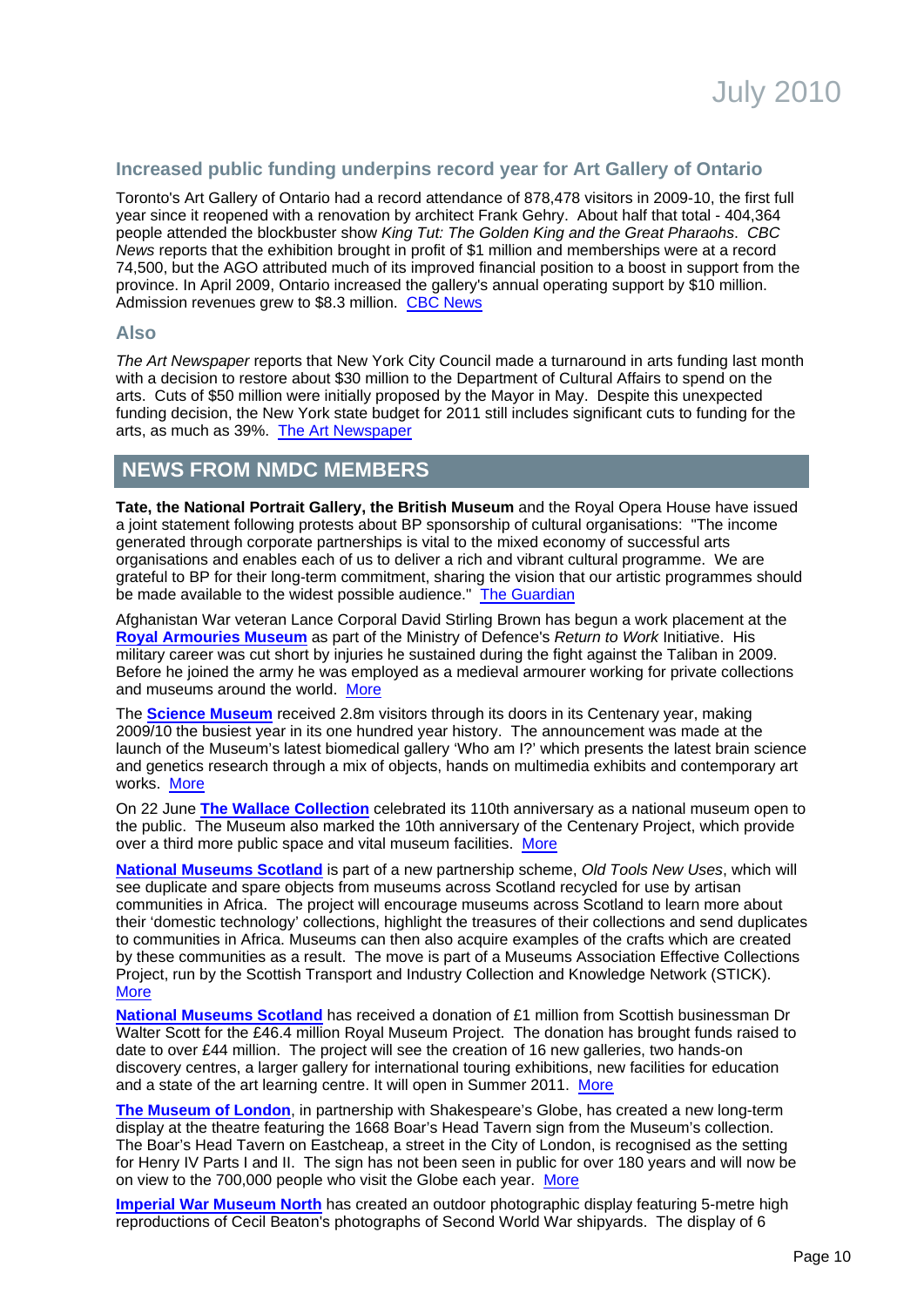## Increased public funding underpins record year for Art Gallery of Ontario

Toronto's Art Gallery of Ontario had a record attendance of 878,478 visitors in 2009-10, the first full year since it reopened with a renovation by architect Frank Gehry. About half that total - 404,364 people attended the blockbuster show *King Tut: The Golden King and the Great Pharaohs*. *CBC News* reports that the exhibition brought in profit of $1 million and memberships were at a record 74,500, but the AGO attributed much of its improved financial position to a boost in support from the province. In April 2009, Ontario increased the gallery's annual operating support by $10 million. Admission revenues grew to $8.3 million. [CBC News]

### Also

*The Art Newspaper* reports that New York City Council made a turnaround in arts funding last month with a decision to restore about $30 million to the Department of Cultural Affairs to spend on the arts. Cuts of $50 million were initially proposed by the Mayor in May. Despite this unexpected funding decision, the New York state budget for 2011 still includes significant cuts to funding for the arts, as much as 39%. [The Art Newspaper]

## NEWS FROM NMDC MEMBERS

**Tate, the National Portrait Gallery, the British Museum** and the Royal Opera House have issued a joint statement following protests about BP sponsorship of cultural organisations: "The income generated through corporate partnerships is vital to the mixed economy of successful arts organisations and enables each of us to deliver a rich and vibrant cultural programme. We are grateful to BP for their long-term commitment, sharing the vision that our artistic programmes should be made available to the widest possible audience." [The Guardian]

Afghanistan War veteran Lance Corporal David Stirling Brown has begun a work placement at the **Royal Armouries Museum** as part of the Ministry of Defence's *Return to Work* Initiative. His military career was cut short by injuries he sustained during the fight against the Taliban in 2009. Before he joined the army he was employed as a medieval armourer working for private collections and museums around the world. [More]

The **Science Museum** received 2.8m visitors through its doors in its Centenary year, making 2009/10 the busiest year in its one hundred year history. The announcement was made at the launch of the Museum's latest biomedical gallery 'Who am I?' which presents the latest brain science and genetics research through a mix of objects, hands on multimedia exhibits and contemporary art works. [More]

On 22 June **The Wallace Collection** celebrated its 110th anniversary as a national museum open to the public. The Museum also marked the 10th anniversary of the Centenary Project, which provide over a third more public space and vital museum facilities. [More]

**National Museums Scotland** is part of a new partnership scheme, *Old Tools New Uses*, which will see duplicate and spare objects from museums across Scotland recycled for use by artisan communities in Africa. The project will encourage museums across Scotland to learn more about their 'domestic technology' collections, highlight the treasures of their collections and send duplicates to communities in Africa. Museums can then also acquire examples of the crafts which are created by these communities as a result. The move is part of a Museums Association Effective Collections Project, run by the Scottish Transport and Industry Collection and Knowledge Network (STICK). [More]

**National Museums Scotland** has received a donation of £1 million from Scottish businessman Dr Walter Scott for the £46.4 million Royal Museum Project. The donation has brought funds raised to date to over £44 million. The project will see the creation of 16 new galleries, two hands-on discovery centres, a larger gallery for international touring exhibitions, new facilities for education and a state of the art learning centre. It will open in Summer 2011. [More]

**The Museum of London**, in partnership with Shakespeare's Globe, has created a new long-term display at the theatre featuring the 1668 Boar's Head Tavern sign from the Museum's collection. The Boar's Head Tavern on Eastcheap, a street in the City of London, is recognised as the setting for Henry IV Parts I and II. The sign has not been seen in public for over 180 years and will now be on view to the 700,000 people who visit the Globe each year. [More]

**Imperial War Museum North** has created an outdoor photographic display featuring 5-metre high reproductions of Cecil Beaton's photographs of Second World War shipyards. The display of 6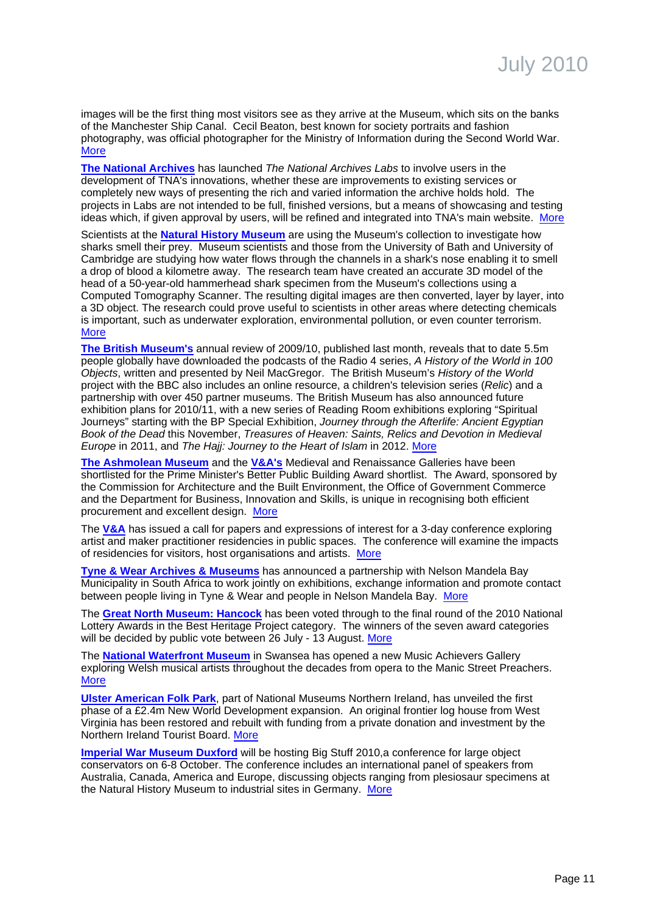images will be the first thing most visitors see as they arrive at the Museum, which sits on the banks of the Manchester Ship Canal. Cecil Beaton, best known for society portraits and fashion photography, was official photographer for the Ministry of Information during the Second World War. More

**The National Archives** has launched *The National Archives Labs* to involve users in the development of TNA's innovations, whether these are improvements to existing services or completely new ways of presenting the rich and varied information the archive holds hold. The projects in Labs are not intended to be full, finished versions, but a means of showcasing and testing ideas which, if given approval by users, will be refined and integrated into TNA's main website. More

Scientists at the **Natural History Museum** are using the Museum's collection to investigate how sharks smell their prey. Museum scientists and those from the University of Bath and University of Cambridge are studying how water flows through the channels in a shark's nose enabling it to smell a drop of blood a kilometre away. The research team have created an accurate 3D model of the head of a 50-year-old hammerhead shark specimen from the Museum's collections using a Computed Tomography Scanner. The resulting digital images are then converted, layer by layer, into a 3D object. The research could prove useful to scientists in other areas where detecting chemicals is important, such as underwater exploration, environmental pollution, or even counter terrorism. More

**The British Museum's** annual review of 2009/10, published last month, reveals that to date 5.5m people globally have downloaded the podcasts of the Radio 4 series, *A History of the World in 100 Objects*, written and presented by Neil MacGregor. The British Museum's *History of the World* project with the BBC also includes an online resource, a children's television series (*Relic*) and a partnership with over 450 partner museums. The British Museum has also announced future exhibition plans for 2010/11, with a new series of Reading Room exhibitions exploring "Spiritual Journeys" starting with the BP Special Exhibition, *Journey through the Afterlife: Ancient Egyptian Book of the Dead* this November, *Treasures of Heaven: Saints, Relics and Devotion in Medieval Europe* in 2011, and *The Hajj: Journey to the Heart of Islam* in 2012. More

**The Ashmolean Museum** and the **V&A's** Medieval and Renaissance Galleries have been shortlisted for the Prime Minister's Better Public Building Award shortlist. The Award, sponsored by the Commission for Architecture and the Built Environment, the Office of Government Commerce and the Department for Business, Innovation and Skills, is unique in recognising both efficient procurement and excellent design. More

The **V&A** has issued a call for papers and expressions of interest for a 3-day conference exploring artist and maker practitioner residencies in public spaces. The conference will examine the impacts of residencies for visitors, host organisations and artists. More

**Tyne & Wear Archives & Museums** has announced a partnership with Nelson Mandela Bay Municipality in South Africa to work jointly on exhibitions, exchange information and promote contact between people living in Tyne & Wear and people in Nelson Mandela Bay. More

The **Great North Museum: Hancock** has been voted through to the final round of the 2010 National Lottery Awards in the Best Heritage Project category. The winners of the seven award categories will be decided by public vote between 26 July - 13 August. More

The **National Waterfront Museum** in Swansea has opened a new Music Achievers Gallery exploring Welsh musical artists throughout the decades from opera to the Manic Street Preachers. More

**Ulster American Folk Park**, part of National Museums Northern Ireland, has unveiled the first phase of a £2.4m New World Development expansion. An original frontier log house from West Virginia has been restored and rebuilt with funding from a private donation and investment by the Northern Ireland Tourist Board. More

**Imperial War Museum Duxford** will be hosting Big Stuff 2010,a conference for large object conservators on 6-8 October. The conference includes an international panel of speakers from Australia, Canada, America and Europe, discussing objects ranging from plesiosaur specimens at the Natural History Museum to industrial sites in Germany. More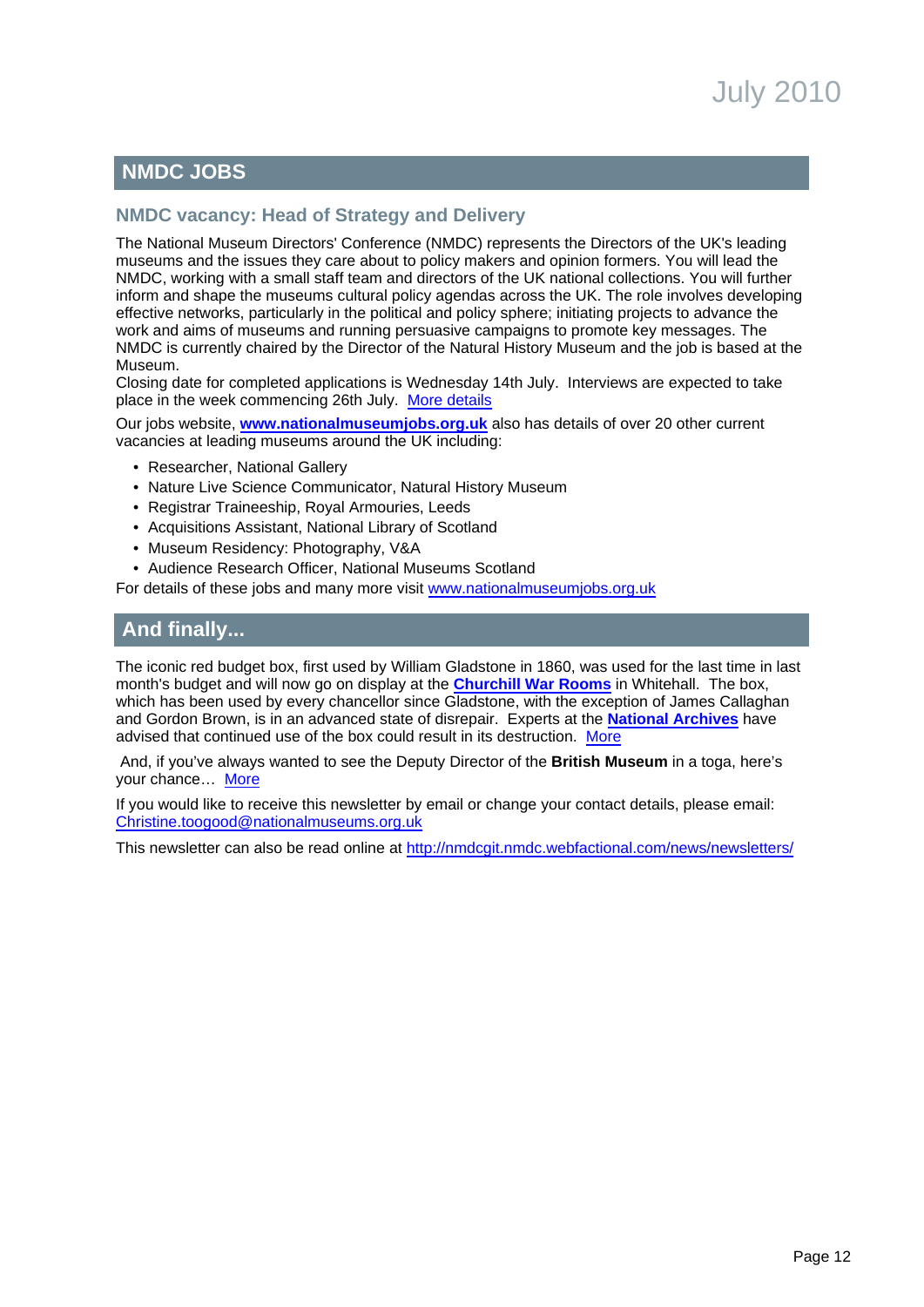## NMDC JOBS

### NMDC vacancy: Head of Strategy and Delivery

The National Museum Directors' Conference (NMDC) represents the Directors of the UK's leading museums and the issues they care about to policy makers and opinion formers. You will lead the NMDC, working with a small staff team and directors of the UK national collections. You will further inform and shape the museums cultural policy agendas across the UK. The role involves developing effective networks, particularly in the political and policy sphere; initiating projects to advance the work and aims of museums and running persuasive campaigns to promote key messages. The NMDC is currently chaired by the Director of the Natural History Museum and the job is based at the Museum.
Closing date for completed applications is Wednesday 14th July. Interviews are expected to take place in the week commencing 26th July. More details

Our jobs website, **www.nationalmuseumjobs.org.uk** also has details of over 20 other current vacancies at leading museums around the UK including:

- Researcher, National Gallery
- Nature Live Science Communicator, Natural History Museum
- Registrar Traineeship, Royal Armouries, Leeds
- Acquisitions Assistant, National Library of Scotland
- Museum Residency: Photography, V&A
- Audience Research Officer, National Museums Scotland

For details of these jobs and many more visit www.nationalmuseumjobs.org.uk

## And finally...

The iconic red budget box, first used by William Gladstone in 1860, was used for the last time in last month's budget and will now go on display at the **Churchill War Rooms** in Whitehall. The box, which has been used by every chancellor since Gladstone, with the exception of James Callaghan and Gordon Brown, is in an advanced state of disrepair. Experts at the **National Archives** have advised that continued use of the box could result in its destruction. More

And, if you've always wanted to see the Deputy Director of the **British Museum** in a toga, here's your chance… More

If you would like to receive this newsletter by email or change your contact details, please email: Christine.toogood@nationalmuseums.org.uk

This newsletter can also be read online at http://nmdcgit.nmdc.webfactional.com/news/newsletters/